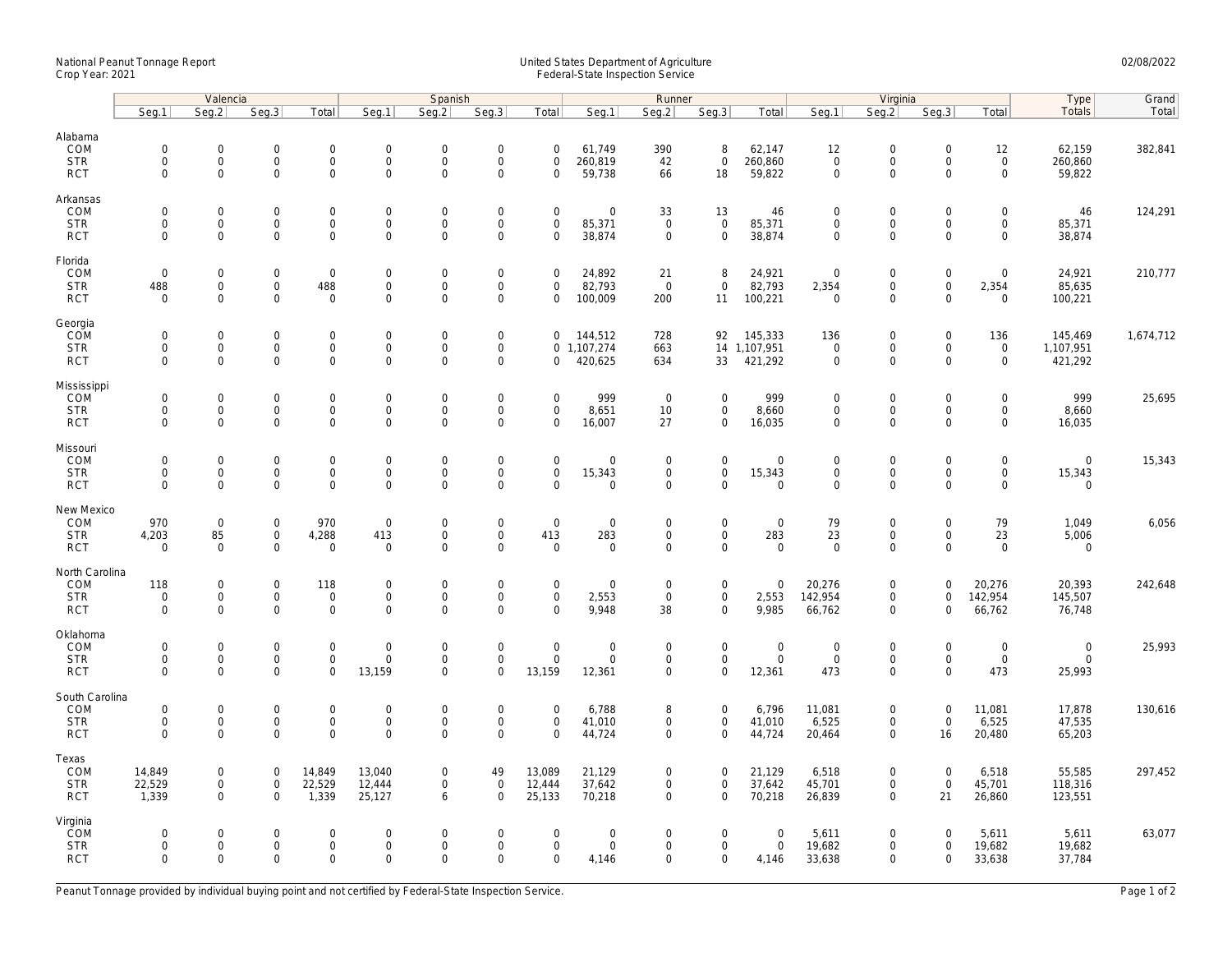National Peanut Tonnage Report
Crop Year: 2021

United States Department of Agriculture
Federal-State Inspection Service

02/08/2022

| | Valencia | | | | Spanish | | | | Runner | | | | Virginia | | | | Type | Grand |
|---|---|---|---|---|---|---|---|---|---|---|---|---|---|---|---|---|---|---|
| | Seg.1 | Seg.2 | Seg.3 | Total | Seg.1 | Seg.2 | Seg.3 | Total | Seg.1 | Seg.2 | Seg.3 | Total | Seg.1 | Seg.2 | Seg.3 | Total | Totals | Total |
| **Alabama** | | | | | | | | | | | | | | | | | | |
| COM | 0 | 0 | 0 | 0 | 0 | 0 | 0 | 0 | 61,749 | 390 | 8 | 62,147 | 12 | 0 | 0 | 12 | 62,159 | 382,841 |
| STR | 0 | 0 | 0 | 0 | 0 | 0 | 0 | 0 | 260,819 | 42 | 0 | 260,860 | 0 | 0 | 0 | 0 | 260,860 | |
| RCT | 0 | 0 | 0 | 0 | 0 | 0 | 0 | 0 | 59,738 | 66 | 18 | 59,822 | 0 | 0 | 0 | 0 | 59,822 | |
| **Arkansas** | | | | | | | | | | | | | | | | | | |
| COM | 0 | 0 | 0 | 0 | 0 | 0 | 0 | 0 | 0 | 33 | 13 | 46 | 0 | 0 | 0 | 0 | 46 | 124,291 |
| STR | 0 | 0 | 0 | 0 | 0 | 0 | 0 | 0 | 85,371 | 0 | 0 | 85,371 | 0 | 0 | 0 | 0 | 85,371 | |
| RCT | 0 | 0 | 0 | 0 | 0 | 0 | 0 | 0 | 38,874 | 0 | 0 | 38,874 | 0 | 0 | 0 | 0 | 38,874 | |
| **Florida** | | | | | | | | | | | | | | | | | | |
| COM | 0 | 0 | 0 | 0 | 0 | 0 | 0 | 0 | 24,892 | 21 | 8 | 24,921 | 0 | 0 | 0 | 0 | 24,921 | 210,777 |
| STR | 488 | 0 | 0 | 488 | 0 | 0 | 0 | 0 | 82,793 | 0 | 0 | 82,793 | 2,354 | 0 | 0 | 2,354 | 85,635 | |
| RCT | 0 | 0 | 0 | 0 | 0 | 0 | 0 | 0 | 100,009 | 200 | 11 | 100,221 | 0 | 0 | 0 | 0 | 100,221 | |
| **Georgia** | | | | | | | | | | | | | | | | | | |
| COM | 0 | 0 | 0 | 0 | 0 | 0 | 0 | 0 | 144,512 | 728 | 92 | 145,333 | 136 | 0 | 0 | 136 | 145,469 | 1,674,712 |
| STR | 0 | 0 | 0 | 0 | 0 | 0 | 0 | 0 | 1,107,274 | 663 | 14 | 1,107,951 | 0 | 0 | 0 | 0 | 1,107,951 | |
| RCT | 0 | 0 | 0 | 0 | 0 | 0 | 0 | 0 | 420,625 | 634 | 33 | 421,292 | 0 | 0 | 0 | 0 | 421,292 | |
| **Mississippi** | | | | | | | | | | | | | | | | | | |
| COM | 0 | 0 | 0 | 0 | 0 | 0 | 0 | 0 | 999 | 0 | 0 | 999 | 0 | 0 | 0 | 0 | 999 | 25,695 |
| STR | 0 | 0 | 0 | 0 | 0 | 0 | 0 | 0 | 8,651 | 10 | 0 | 8,660 | 0 | 0 | 0 | 0 | 8,660 | |
| RCT | 0 | 0 | 0 | 0 | 0 | 0 | 0 | 0 | 16,007 | 27 | 0 | 16,035 | 0 | 0 | 0 | 0 | 16,035 | |
| **Missouri** | | | | | | | | | | | | | | | | | | |
| COM | 0 | 0 | 0 | 0 | 0 | 0 | 0 | 0 | 0 | 0 | 0 | 0 | 0 | 0 | 0 | 0 | 0 | 15,343 |
| STR | 0 | 0 | 0 | 0 | 0 | 0 | 0 | 0 | 15,343 | 0 | 0 | 15,343 | 0 | 0 | 0 | 0 | 15,343 | |
| RCT | 0 | 0 | 0 | 0 | 0 | 0 | 0 | 0 | 0 | 0 | 0 | 0 | 0 | 0 | 0 | 0 | 0 | |
| **New Mexico** | | | | | | | | | | | | | | | | | | |
| COM | 970 | 0 | 0 | 970 | 0 | 0 | 0 | 0 | 0 | 0 | 0 | 0 | 79 | 0 | 0 | 79 | 1,049 | 6,056 |
| STR | 4,203 | 85 | 0 | 4,288 | 413 | 0 | 0 | 413 | 283 | 0 | 0 | 283 | 23 | 0 | 0 | 23 | 5,006 | |
| RCT | 0 | 0 | 0 | 0 | 0 | 0 | 0 | 0 | 0 | 0 | 0 | 0 | 0 | 0 | 0 | 0 | 0 | |
| **North Carolina** | | | | | | | | | | | | | | | | | | |
| COM | 118 | 0 | 0 | 118 | 0 | 0 | 0 | 0 | 0 | 0 | 0 | 0 | 20,276 | 0 | 0 | 20,276 | 20,393 | 242,648 |
| STR | 0 | 0 | 0 | 0 | 0 | 0 | 0 | 0 | 2,553 | 0 | 0 | 2,553 | 142,954 | 0 | 0 | 142,954 | 145,507 | |
| RCT | 0 | 0 | 0 | 0 | 0 | 0 | 0 | 0 | 9,948 | 38 | 0 | 9,985 | 66,762 | 0 | 0 | 66,762 | 76,748 | |
| **Oklahoma** | | | | | | | | | | | | | | | | | | |
| COM | 0 | 0 | 0 | 0 | 0 | 0 | 0 | 0 | 0 | 0 | 0 | 0 | 0 | 0 | 0 | 0 | 0 | 25,993 |
| STR | 0 | 0 | 0 | 0 | 0 | 0 | 0 | 0 | 0 | 0 | 0 | 0 | 0 | 0 | 0 | 0 | 0 | |
| RCT | 0 | 0 | 0 | 0 | 13,159 | 0 | 0 | 13,159 | 12,361 | 0 | 0 | 12,361 | 473 | 0 | 0 | 473 | 25,993 | |
| **South Carolina** | | | | | | | | | | | | | | | | | | |
| COM | 0 | 0 | 0 | 0 | 0 | 0 | 0 | 0 | 6,788 | 8 | 0 | 6,796 | 11,081 | 0 | 0 | 11,081 | 17,878 | 130,616 |
| STR | 0 | 0 | 0 | 0 | 0 | 0 | 0 | 0 | 41,010 | 0 | 0 | 41,010 | 6,525 | 0 | 0 | 6,525 | 47,535 | |
| RCT | 0 | 0 | 0 | 0 | 0 | 0 | 0 | 0 | 44,724 | 0 | 0 | 44,724 | 20,464 | 0 | 16 | 20,480 | 65,203 | |
| **Texas** | | | | | | | | | | | | | | | | | | |
| COM | 14,849 | 0 | 0 | 14,849 | 13,040 | 0 | 49 | 13,089 | 21,129 | 0 | 0 | 21,129 | 6,518 | 0 | 0 | 6,518 | 55,585 | 297,452 |
| STR | 22,529 | 0 | 0 | 22,529 | 12,444 | 0 | 0 | 12,444 | 37,642 | 0 | 0 | 37,642 | 45,701 | 0 | 0 | 45,701 | 118,316 | |
| RCT | 1,339 | 0 | 0 | 1,339 | 25,127 | 6 | 0 | 25,133 | 70,218 | 0 | 0 | 70,218 | 26,839 | 0 | 21 | 26,860 | 123,551 | |
| **Virginia** | | | | | | | | | | | | | | | | | | |
| COM | 0 | 0 | 0 | 0 | 0 | 0 | 0 | 0 | 0 | 0 | 0 | 0 | 5,611 | 0 | 0 | 5,611 | 5,611 | 63,077 |
| STR | 0 | 0 | 0 | 0 | 0 | 0 | 0 | 0 | 0 | 0 | 0 | 0 | 19,682 | 0 | 0 | 19,682 | 19,682 | |
| RCT | 0 | 0 | 0 | 0 | 0 | 0 | 0 | 0 | 4,146 | 0 | 0 | 4,146 | 33,638 | 0 | 0 | 33,638 | 37,784 | |

Peanut Tonnage provided by individual buying point and not certified by Federal-State Inspection Service.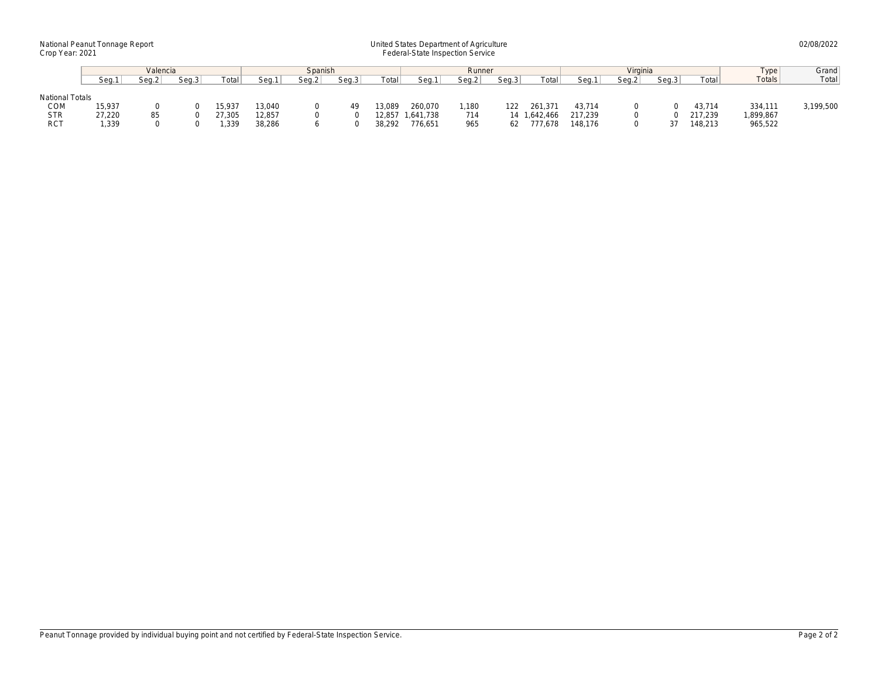National Peanut Tonnage Report
Crop Year: 2021

United States Department of Agriculture
Federal-State Inspection Service

02/08/2022

| | Valencia | | | | Spanish | | | | Runner | | | | Virginia | | | | Type | Grand |
|---|---|---|---|---|---|---|---|---|---|---|---|---|---|---|---|---|---|---|
| | Seg.1 | Seg.2 | Seg.3 | Total | Seg.1 | Seg.2 | Seg.3 | Total | Seg.1 | Seg.2 | Seg.3 | Total | Seg.1 | Seg.2 | Seg.3 | Total | Totals | Total |
| National Totals | | | | | | | | | | | | | | | | | | |
| COM | 15,937 | 0 | 0 | 15,937 | 13,040 | 0 | 49 | 13,089 | 260,070 | 1,180 | 122 | 261,371 | 43,714 | 0 | 0 | 43,714 | 334,111 | 3,199,500 |
| STR | 27,220 | 85 | 0 | 27,305 | 12,857 | 0 | 0 | 12,857 | 1,641,738 | 714 | 14 | 1,642,466 | 217,239 | 0 | 0 | 217,239 | 1,899,867 | |
| RCT | 1,339 | 0 | 0 | 1,339 | 38,286 | 6 | 0 | 38,292 | 776,651 | 965 | 62 | 777,678 | 148,176 | 0 | 37 | 148,213 | 965,522 | |

Peanut Tonnage provided by individual buying point and not certified by Federal-State Inspection Service.